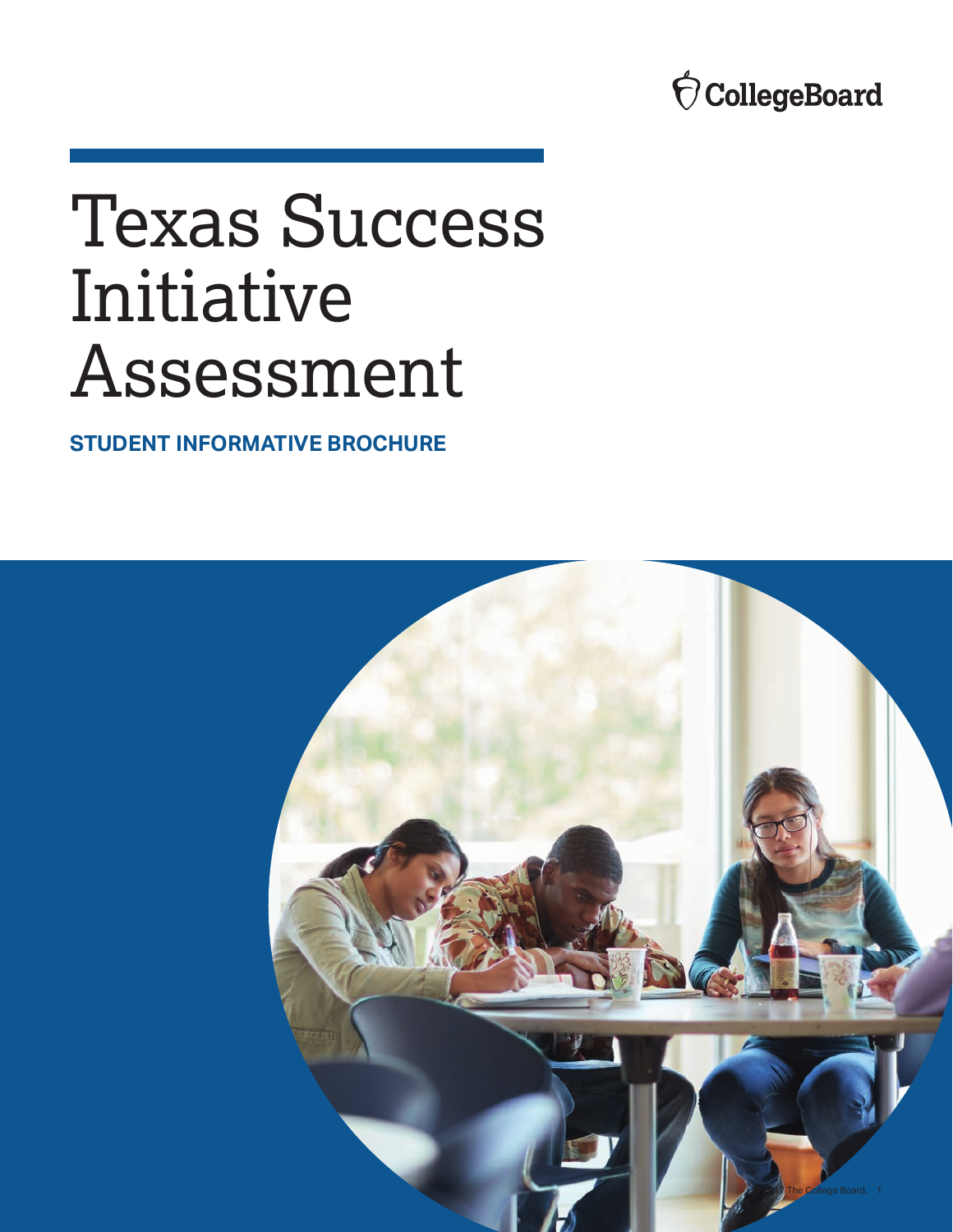CollegeBoard

# Texas Success Initiative Assessment

**STUDENT INFORMATIVE BROCHURE**

© 2017 The College Board.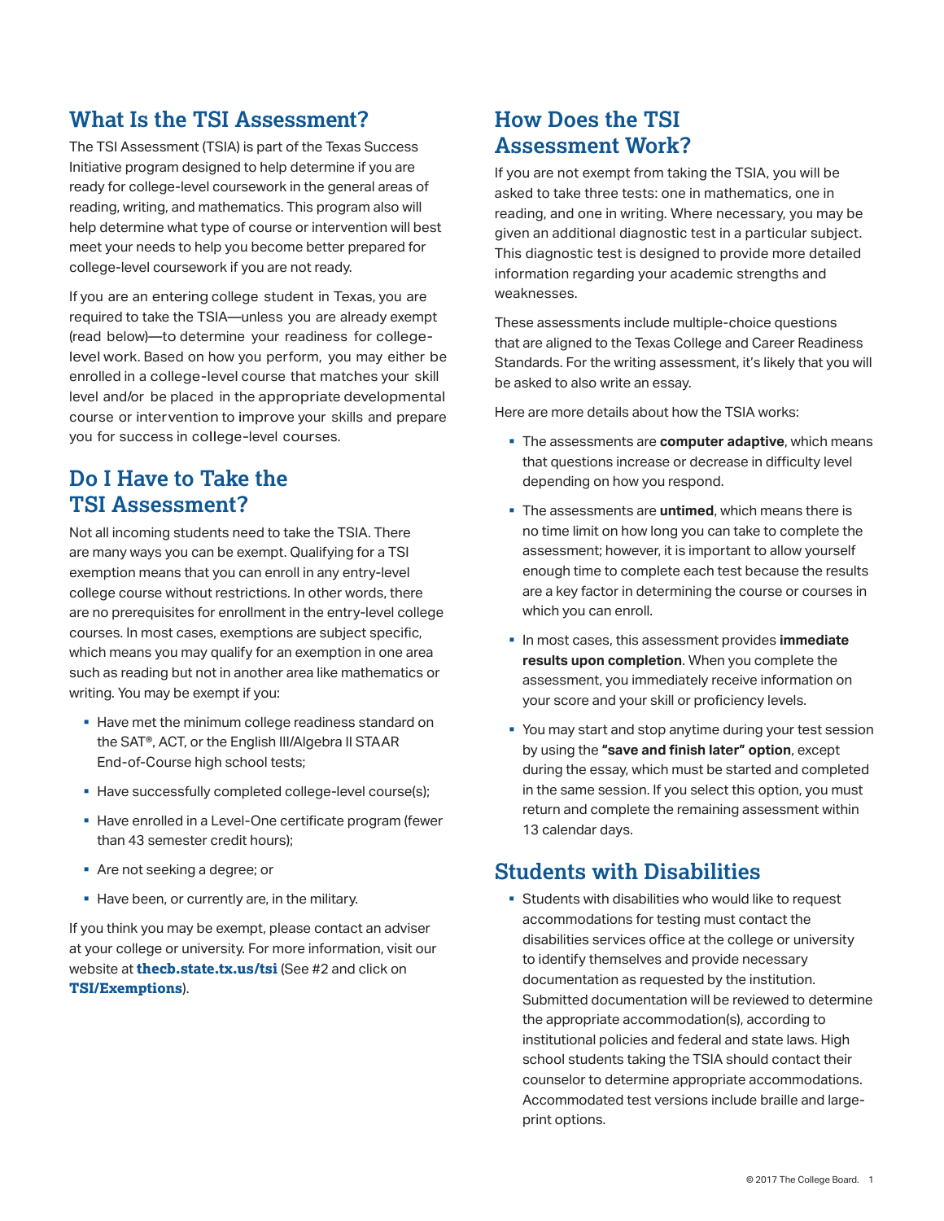## What Is the TSI Assessment?

The TSI Assessment (TSIA) is part of the Texas Success Initiative program designed to help determine if you are ready for college-level coursework in the general areas of reading, writing, and mathematics. This program also will help determine what type of course or intervention will best meet your needs to help you become better prepared for college-level coursework if you are not ready.

If you are an entering college student in Texas, you are required to take the TSIA—unless you are already exempt (read below)—to determine your readiness for college-level work. Based on how you perform, you may either be enrolled in a college-level course that matches your skill level and/or be placed in the appropriate developmental course or intervention to improve your skills and prepare you for success in college-level courses.

## Do I Have to Take the TSI Assessment?

Not all incoming students need to take the TSIA. There are many ways you can be exempt. Qualifying for a TSI exemption means that you can enroll in any entry-level college course without restrictions. In other words, there are no prerequisites for enrollment in the entry-level college courses. In most cases, exemptions are subject specific, which means you may qualify for an exemption in one area such as reading but not in another area like mathematics or writing. You may be exempt if you:

- Have met the minimum college readiness standard on the SAT®, ACT, or the English III/Algebra II STAAR End-of-Course high school tests;
- Have successfully completed college-level course(s);
- Have enrolled in a Level-One certificate program (fewer than 43 semester credit hours);
- Are not seeking a degree; or
- Have been, or currently are, in the military.

If you think you may be exempt, please contact an adviser at your college or university. For more information, visit our website at **thecb.state.tx.us/tsi** (See #2 and click on **TSI/Exemptions**).

## How Does the TSI Assessment Work?

If you are not exempt from taking the TSIA, you will be asked to take three tests: one in mathematics, one in reading, and one in writing. Where necessary, you may be given an additional diagnostic test in a particular subject. This diagnostic test is designed to provide more detailed information regarding your academic strengths and weaknesses.

These assessments include multiple-choice questions that are aligned to the Texas College and Career Readiness Standards. For the writing assessment, it's likely that you will be asked to also write an essay.

Here are more details about how the TSIA works:

- The assessments are **computer adaptive**, which means that questions increase or decrease in difficulty level depending on how you respond.
- The assessments are **untimed**, which means there is no time limit on how long you can take to complete the assessment; however, it is important to allow yourself enough time to complete each test because the results are a key factor in determining the course or courses in which you can enroll.
- In most cases, this assessment provides **immediate results upon completion**. When you complete the assessment, you immediately receive information on your score and your skill or proficiency levels.
- You may start and stop anytime during your test session by using the **"save and finish later" option**, except during the essay, which must be started and completed in the same session. If you select this option, you must return and complete the remaining assessment within 13 calendar days.

## Students with Disabilities

- Students with disabilities who would like to request accommodations for testing must contact the disabilities services office at the college or university to identify themselves and provide necessary documentation as requested by the institution. Submitted documentation will be reviewed to determine the appropriate accommodation(s), according to institutional policies and federal and state laws. High school students taking the TSIA should contact their counselor to determine appropriate accommodations. Accommodated test versions include braille and large-print options.

© 2017 The College Board.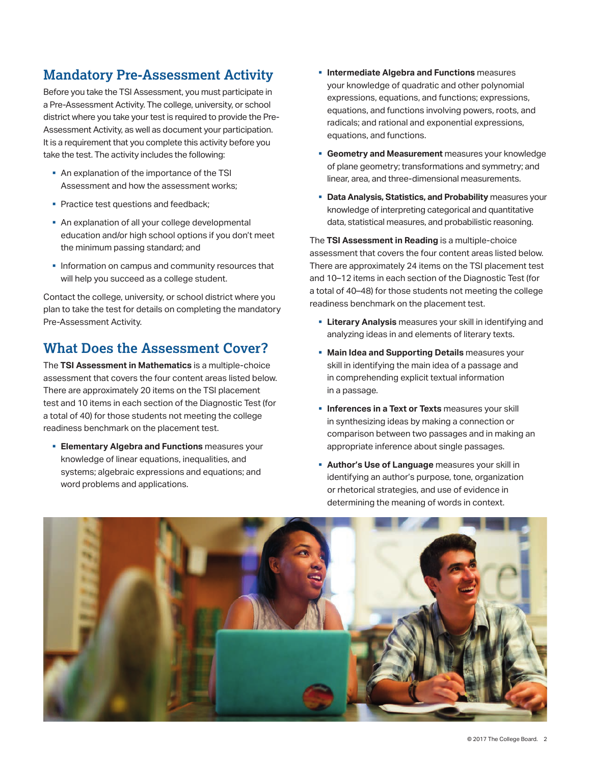## Mandatory Pre-Assessment Activity

Before you take the TSI Assessment, you must participate in a Pre-Assessment Activity. The college, university, or school district where you take your test is required to provide the Pre-Assessment Activity, as well as document your participation. It is a requirement that you complete this activity before you take the test. The activity includes the following:

- An explanation of the importance of the TSI Assessment and how the assessment works;
- Practice test questions and feedback;
- An explanation of all your college developmental education and/or high school options if you don't meet the minimum passing standard; and
- Information on campus and community resources that will help you succeed as a college student.

Contact the college, university, or school district where you plan to take the test for details on completing the mandatory Pre-Assessment Activity.

## What Does the Assessment Cover?

The **TSI Assessment in Mathematics** is a multiple-choice assessment that covers the four content areas listed below. There are approximately 20 items on the TSI placement test and 10 items in each section of the Diagnostic Test (for a total of 40) for those students not meeting the college readiness benchmark on the placement test.

- **Elementary Algebra and Functions** measures your knowledge of linear equations, inequalities, and systems; algebraic expressions and equations; and word problems and applications.
- **Intermediate Algebra and Functions** measures your knowledge of quadratic and other polynomial expressions, equations, and functions; expressions, equations, and functions involving powers, roots, and radicals; and rational and exponential expressions, equations, and functions.
- **Geometry and Measurement** measures your knowledge of plane geometry; transformations and symmetry; and linear, area, and three-dimensional measurements.
- **Data Analysis, Statistics, and Probability** measures your knowledge of interpreting categorical and quantitative data, statistical measures, and probabilistic reasoning.

The **TSI Assessment in Reading** is a multiple-choice assessment that covers the four content areas listed below. There are approximately 24 items on the TSI placement test and 10–12 items in each section of the Diagnostic Test (for a total of 40–48) for those students not meeting the college readiness benchmark on the placement test.

- **Literary Analysis** measures your skill in identifying and analyzing ideas in and elements of literary texts.
- **Main Idea and Supporting Details** measures your skill in identifying the main idea of a passage and in comprehending explicit textual information in a passage.
- **Inferences in a Text or Texts** measures your skill in synthesizing ideas by making a connection or comparison between two passages and in making an appropriate inference about single passages.
- **Author's Use of Language** measures your skill in identifying an author's purpose, tone, organization or rhetorical strategies, and use of evidence in determining the meaning of words in context.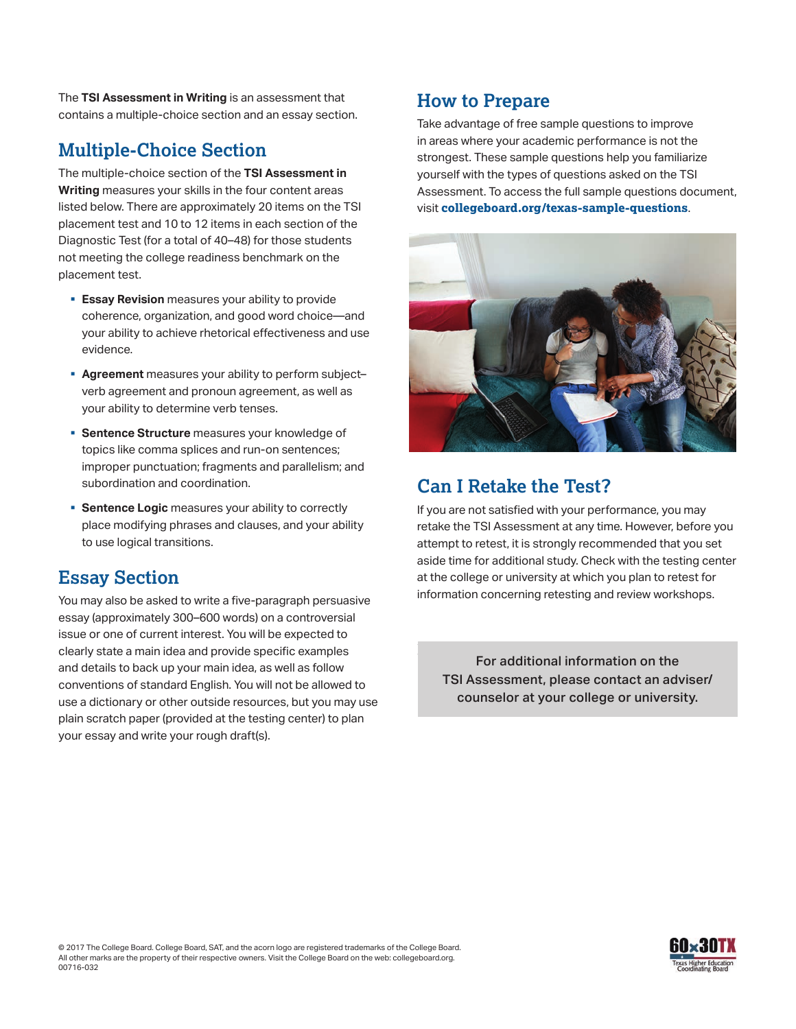The **TSI Assessment in Writing** is an assessment that contains a multiple-choice section and an essay section.

## Multiple-Choice Section

The multiple-choice section of the **TSI Assessment in Writing** measures your skills in the four content areas listed below. There are approximately 20 items on the TSI placement test and 10 to 12 items in each section of the Diagnostic Test (for a total of 40–48) for those students not meeting the college readiness benchmark on the placement test.

- **Essay Revision** measures your ability to provide coherence, organization, and good word choice—and your ability to achieve rhetorical effectiveness and use evidence.
- **Agreement** measures your ability to perform subject–verb agreement and pronoun agreement, as well as your ability to determine verb tenses.
- **Sentence Structure** measures your knowledge of topics like comma splices and run-on sentences; improper punctuation; fragments and parallelism; and subordination and coordination.
- **Sentence Logic** measures your ability to correctly place modifying phrases and clauses, and your ability to use logical transitions.

## Essay Section

You may also be asked to write a five-paragraph persuasive essay (approximately 300–600 words) on a controversial issue or one of current interest. You will be expected to clearly state a main idea and provide specific examples and details to back up your main idea, as well as follow conventions of standard English. You will not be allowed to use a dictionary or other outside resources, but you may use plain scratch paper (provided at the testing center) to plan your essay and write your rough draft(s).

## How to Prepare

Take advantage of free sample questions to improve in areas where your academic performance is not the strongest. These sample questions help you familiarize yourself with the types of questions asked on the TSI Assessment. To access the full sample questions document, visit **collegeboard.org/texas-sample-questions**.

## Can I Retake the Test?

If you are not satisfied with your performance, you may retake the TSI Assessment at any time. However, before you attempt to retest, it is strongly recommended that you set aside time for additional study. Check with the testing center at the college or university at which you plan to retest for information concerning retesting and review workshops.

For additional information on the TSI Assessment, please contact an adviser/counselor at your college or university.

© 2017 The College Board. College Board, SAT, and the acorn logo are registered trademarks of the College Board. All other marks are the property of their respective owners. Visit the College Board on the web: collegeboard.org.
00716-032

60x30TX
Texas Higher Education Coordinating Board